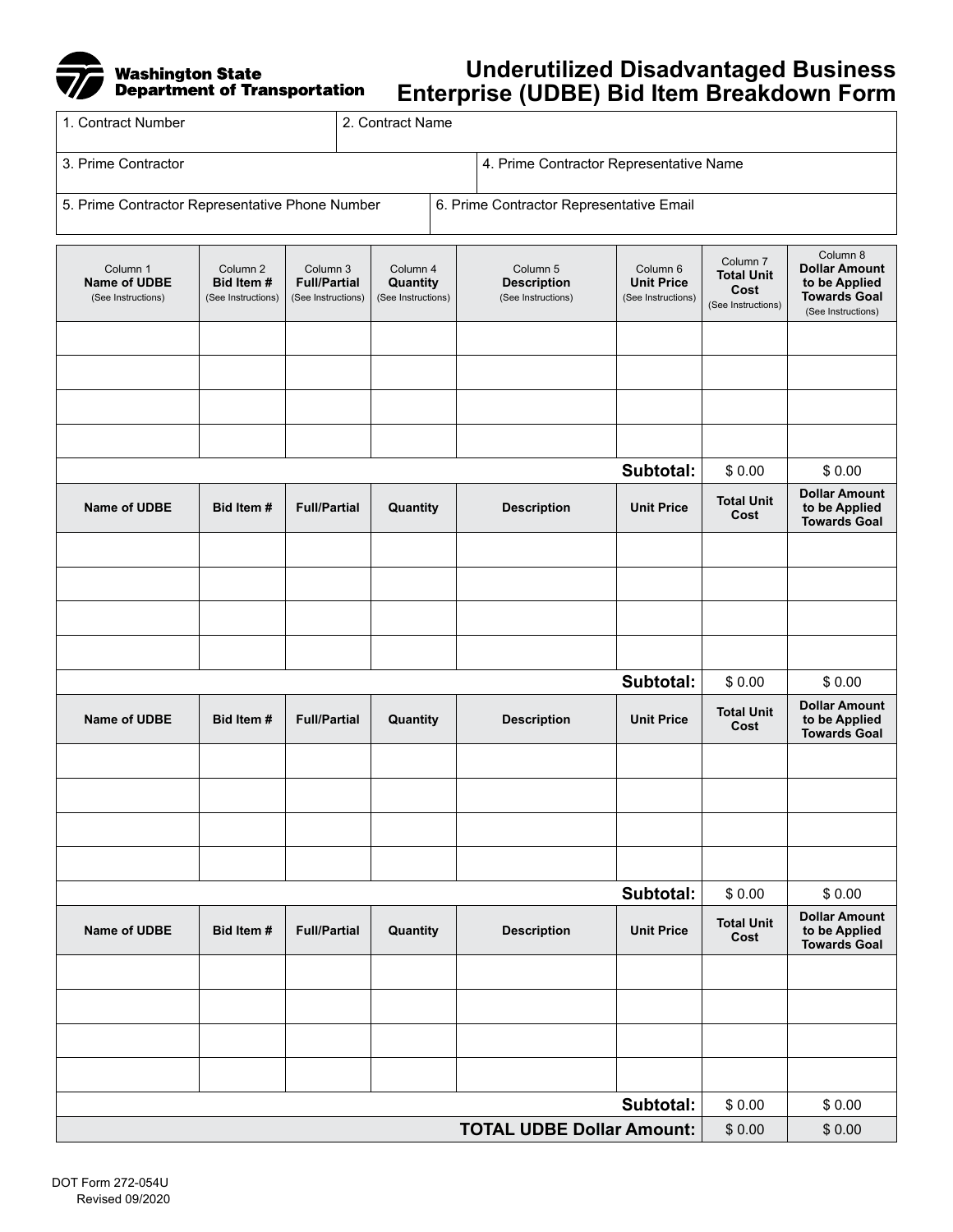Washington State Department of Transportation

# Underutilized Disadvantaged Business Enterprise (UDBE) Bid Item Breakdown Form

| 1. Contract Number | 2. Contract Name |
|---|---|
| | |

| 3. Prime Contractor | 4. Prime Contractor Representative Name |
|---|---|
| | |

| 5. Prime Contractor Representative Phone Number | 6. Prime Contractor Representative Email |
|---|---|
| | |

| Column 1 **Name of UDBE** (See Instructions) | Column 2 **Bid Item #** (See Instructions) | Column 3 **Full/Partial** (See Instructions) | Column 4 **Quantity** (See Instructions) | Column 5 **Description** (See Instructions) | Column 6 **Unit Price** (See Instructions) | Column 7 **Total Unit Cost** (See Instructions) | Column 8 **Dollar Amount to be Applied Towards Goal** (See Instructions) |
|---|---|---|---|---|---|---|---|
| | | | | | | | |
| | | | | | | | |
| | | | | | | | |
| | | | | | | | |
| | | | | | **Subtotal:** | $ 0.00 | $ 0.00 |
| **Name of UDBE** | **Bid Item #** | **Full/Partial** | **Quantity** | **Description** | **Unit Price** | **Total Unit Cost** | **Dollar Amount to be Applied Towards Goal** |
| | | | | | | | |
| | | | | | | | |
| | | | | | | | |
| | | | | | | | |
| | | | | | **Subtotal:** | $ 0.00 | $ 0.00 |
| **Name of UDBE** | **Bid Item #** | **Full/Partial** | **Quantity** | **Description** | **Unit Price** | **Total Unit Cost** | **Dollar Amount to be Applied Towards Goal** |
| | | | | | | | |
| | | | | | | | |
| | | | | | | | |
| | | | | | | | |
| | | | | | **Subtotal:** | $ 0.00 | $ 0.00 |
| **Name of UDBE** | **Bid Item #** | **Full/Partial** | **Quantity** | **Description** | **Unit Price** | **Total Unit Cost** | **Dollar Amount to be Applied Towards Goal** |
| | | | | | | | |
| | | | | | | | |
| | | | | | | | |
| | | | | | | | |
| | | | | | **Subtotal:** | $ 0.00 | $ 0.00 |
| | | | | | **TOTAL UDBE Dollar Amount:** | $ 0.00 | $ 0.00 |

DOT Form 272-054U
Revised 09/2020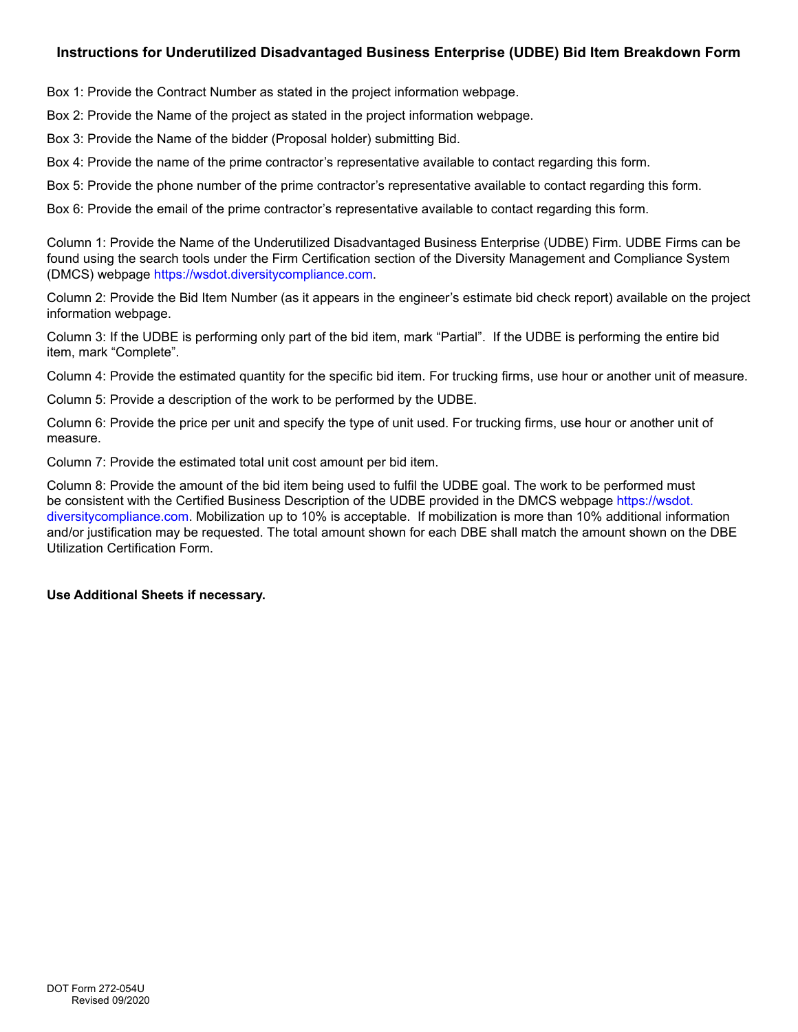# Instructions for Underutilized Disadvantaged Business Enterprise (UDBE) Bid Item Breakdown Form

Box 1: Provide the Contract Number as stated in the project information webpage.

Box 2: Provide the Name of the project as stated in the project information webpage.

Box 3: Provide the Name of the bidder (Proposal holder) submitting Bid.

Box 4: Provide the name of the prime contractor's representative available to contact regarding this form.

Box 5: Provide the phone number of the prime contractor's representative available to contact regarding this form.

Box 6: Provide the email of the prime contractor's representative available to contact regarding this form.

Column 1: Provide the Name of the Underutilized Disadvantaged Business Enterprise (UDBE) Firm. UDBE Firms can be found using the search tools under the Firm Certification section of the Diversity Management and Compliance System (DMCS) webpage https://wsdot.diversitycompliance.com.

Column 2: Provide the Bid Item Number (as it appears in the engineer's estimate bid check report) available on the project information webpage.

Column 3: If the UDBE is performing only part of the bid item, mark "Partial". If the UDBE is performing the entire bid item, mark "Complete".

Column 4: Provide the estimated quantity for the specific bid item. For trucking firms, use hour or another unit of measure.

Column 5: Provide a description of the work to be performed by the UDBE.

Column 6: Provide the price per unit and specify the type of unit used. For trucking firms, use hour or another unit of measure.

Column 7: Provide the estimated total unit cost amount per bid item.

Column 8: Provide the amount of the bid item being used to fulfil the UDBE goal. The work to be performed must be consistent with the Certified Business Description of the UDBE provided in the DMCS webpage https://wsdot.diversitycompliance.com. Mobilization up to 10% is acceptable. If mobilization is more than 10% additional information and/or justification may be requested. The total amount shown for each DBE shall match the amount shown on the DBE Utilization Certification Form.

**Use Additional Sheets if necessary.**

DOT Form 272-054U
Revised 09/2020